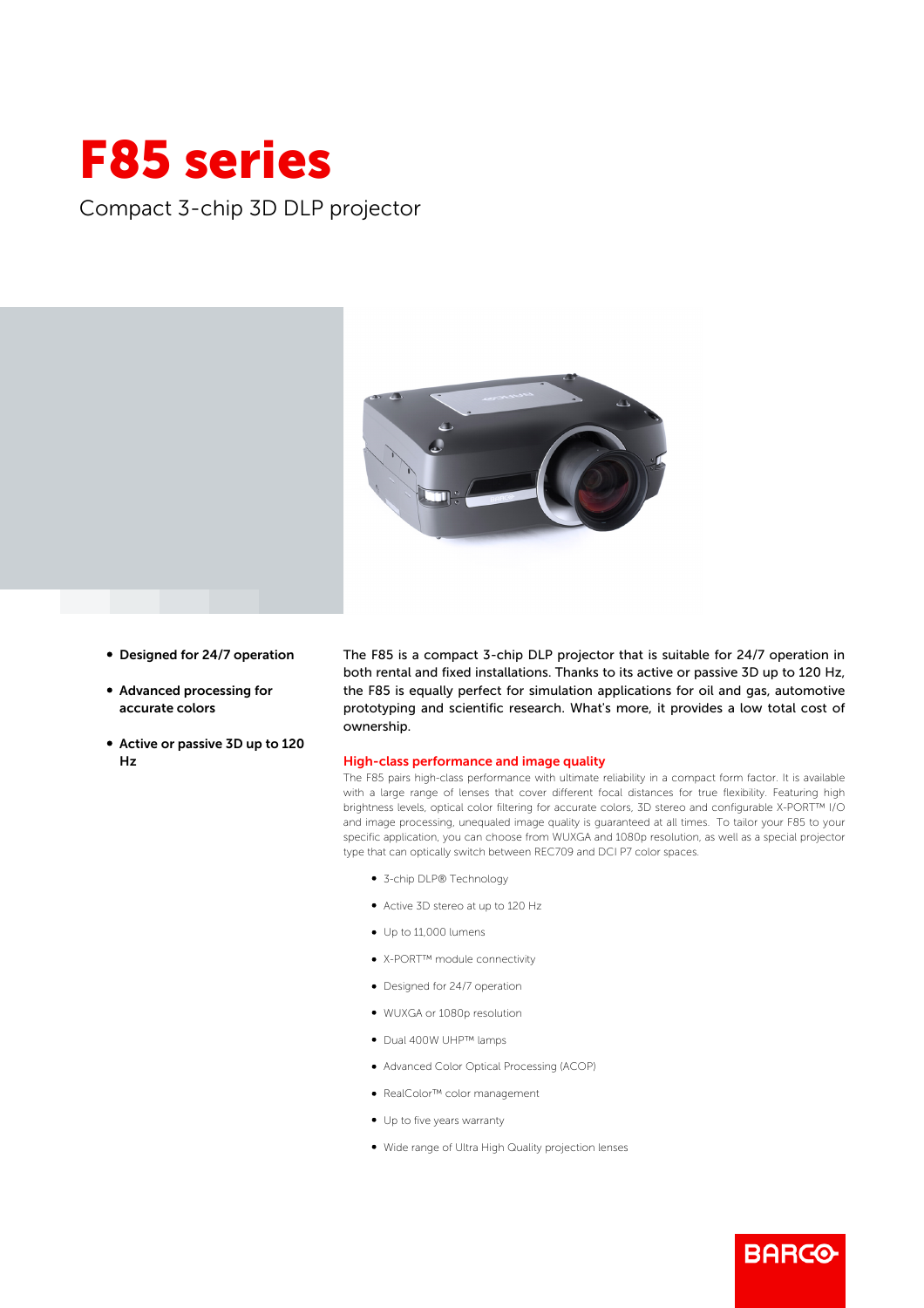# F85 series

Compact 3-chip 3D DLP projector

- **Designed for 24/7 operation**
- **Advanced processing for accurate colors**
- **Active or passive 3D up to 120 Hz**

The F85 is a compact 3-chip DLP projector that is suitable for 24/7 operation in both rental and fixed installations. Thanks to its active or passive 3D up to 120 Hz, the F85 is equally perfect for simulation applications for oil and gas, automotive prototyping and scientific research. What's more, it provides a low total cost of ownership.

## High-class performance and image quality

The F85 pairs high-class performance with ultimate reliability in a compact form factor. It is available with a large range of lenses that cover different focal distances for true flexibility. Featuring high brightness levels, optical color filtering for accurate colors, 3D stereo and configurable X-PORT™ I/O and image processing, unequaled image quality is guaranteed at all times. To tailor your F85 to your specific application, you can choose from WUXGA and 1080p resolution, as well as a special projector type that can optically switch between REC709 and DCI P7 color spaces.

- 3-chip DLP® Technology
- Active 3D stereo at up to 120 Hz
- Up to 11,000 lumens
- X-PORT™ module connectivity
- Designed for 24/7 operation
- WUXGA or 1080p resolution
- Dual 400W UHP™ lamps
- Advanced Color Optical Processing (ACOP)
- RealColor™ color management
- Up to five years warranty
- Wide range of Ultra High Quality projection lenses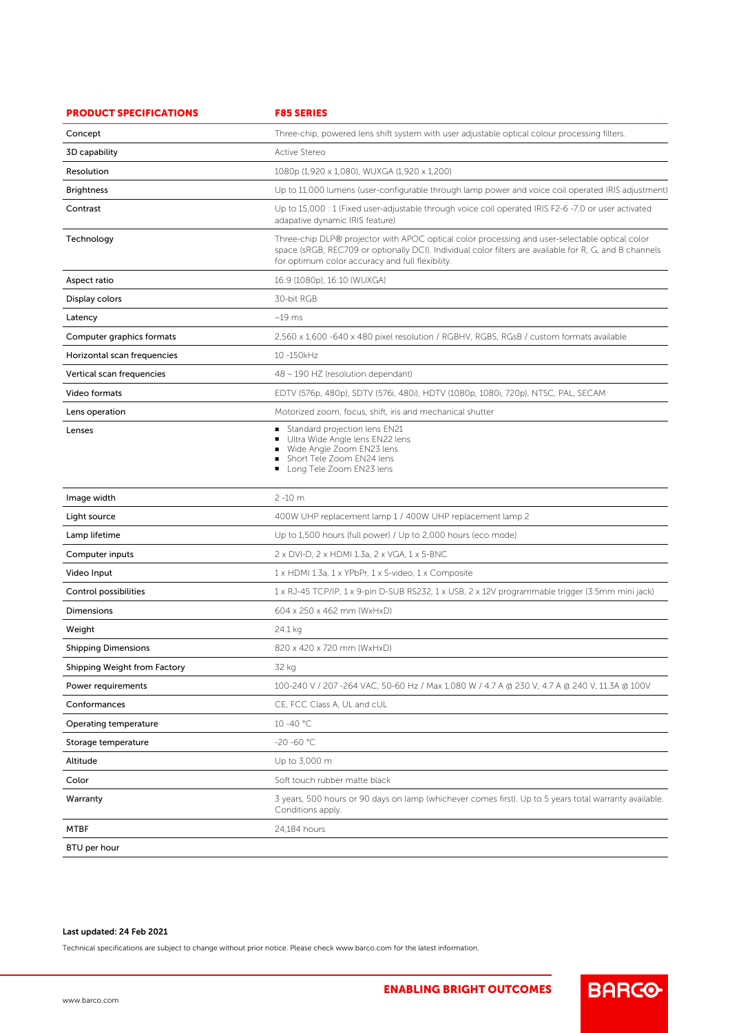| PRODUCT SPECIFICATIONS | F85 SERIES |
|---|---|
| Concept | Three-chip, powered lens shift system with user adjustable optical colour processing filters. |
| 3D capability | Active Stereo |
| Resolution | 1080p (1,920 x 1,080), WUXGA (1,920 x 1,200) |
| Brightness | Up to 11,000 lumens (user-configurable through lamp power and voice coil operated IRIS adjustment) |
| Contrast | Up to 15,000 : 1 (Fixed user-adjustable through voice coil operated IRIS F2-6 -7.0 or user activated adapative dynamic IRIS feature) |
| Technology | Three-chip DLP® projector with APOC optical color processing and user-selectable optical color space (sRGB, REC709 or optionally DCI). Individual color filters are available for R, G, and B channels for optimum color accuracy and full flexibility. |
| Aspect ratio | 16:9 (1080p), 16:10 (WUXGA) |
| Display colors | 30-bit RGB |
| Latency | ~19 ms |
| Computer graphics formats | 2,560 x 1,600 -640 x 480 pixel resolution / RGBHV, RGBS, RGsB / custom formats available |
| Horizontal scan frequencies | 10 -150kHz |
| Vertical scan frequencies | 48 – 190 HZ (resolution dependant) |
| Video formats | EDTV (576p, 480p), SDTV (576i, 480i), HDTV (1080p, 1080i, 720p), NTSC, PAL, SECAM |
| Lens operation | Motorized zoom, focus, shift, iris and mechanical shutter |
| Lenses | ■ Standard projection lens EN21<br>■ Ultra Wide Angle lens EN22 lens<br>■ Wide Angle Zoom EN23 lens<br>■ Short Tele Zoom EN24 lens<br>■ Long Tele Zoom EN23 lens |
| Image width | 2 -10 m |
| Light source | 400W UHP replacement lamp 1 / 400W UHP replacement lamp 2 |
| Lamp lifetime | Up to 1,500 hours (full power) / Up to 2,000 hours (eco mode) |
| Computer inputs | 2 x DVI-D, 2 x HDMI 1.3a, 2 x VGA, 1 x 5-BNC |
| Video Input | 1 x HDMI 1.3a, 1 x YPbPr, 1 x S-video, 1 x Composite |
| Control possibilities | 1 x RJ-45 TCP/IP, 1 x 9-pin D-SUB RS232, 1 x USB, 2 x 12V programmable trigger (3.5mm mini jack) |
| Dimensions | 604 x 250 x 462 mm (WxHxD) |
| Weight | 24.1 kg |
| Shipping Dimensions | 820 x 420 x 720 mm (WxHxD) |
| Shipping Weight from Factory | 32 kg |
| Power requirements | 100-240 V / 207 -264 VAC, 50-60 Hz / Max 1,080 W / 4.7 A @ 230 V, 4.7 A @ 240 V, 11.3A @ 100V |
| Conformances | CE, FCC Class A, UL and cUL |
| Operating temperature | 10 -40 °C |
| Storage temperature | -20 -60 °C |
| Altitude | Up to 3,000 m |
| Color | Soft touch rubber matte black |
| Warranty | 3 years, 500 hours or 90 days on lamp (whichever comes first). Up to 5 years total warranty available. Conditions apply. |
| MTBF | 24,184 hours |
| BTU per hour | |

**Last updated: 24 Feb 2021**

Technical specifications are subject to change without prior notice. Please check www.barco.com for the latest information.

**ENABLING BRIGHT OUTCOMES**

BARCO

www.barco.com